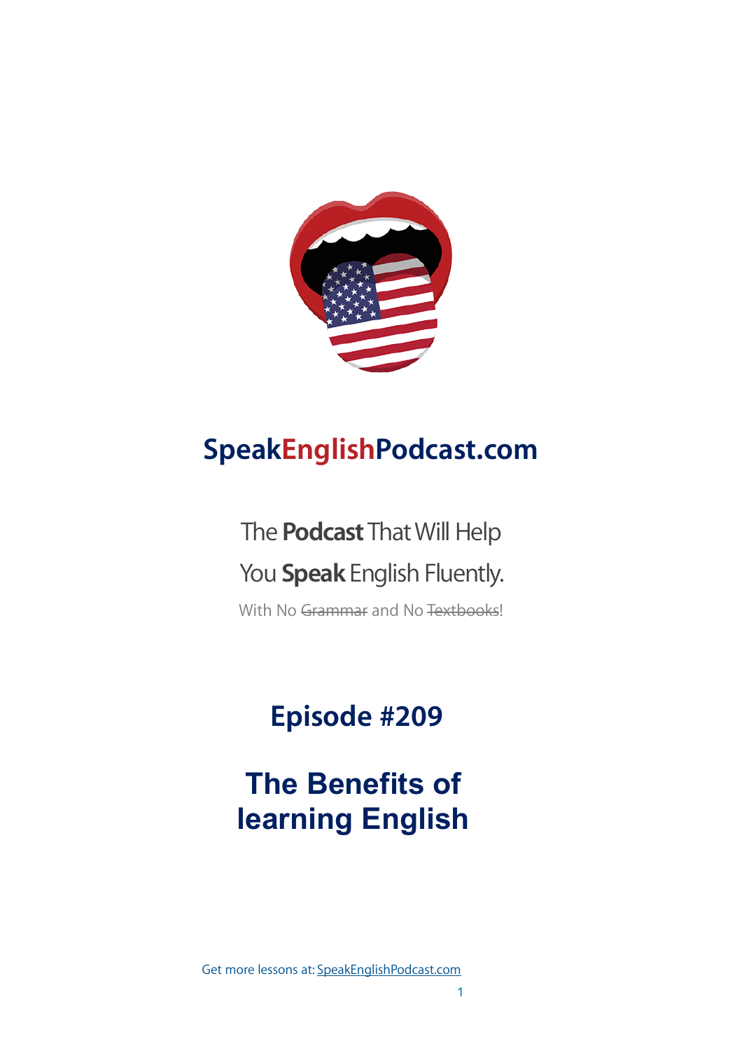# SpeakEnglishPodcast.com

The **Podcast** That Will Help

You **Speak** English Fluently.

With No ~~Grammar~~ and No ~~Textbooks~~!

## Episode #209

# The Benefits of learning English

Get more lessons at: SpeakEnglishPodcast.com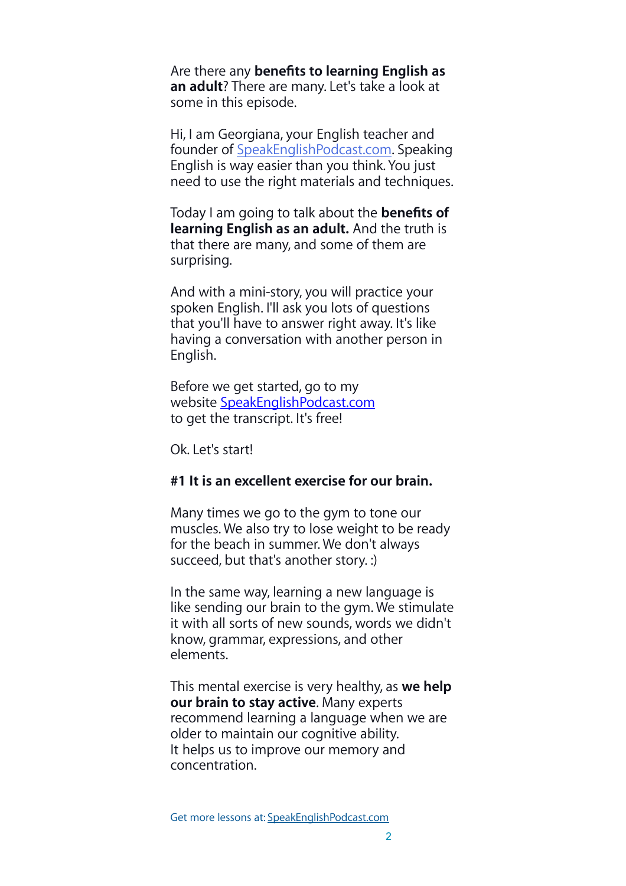Are there any **benefits to learning English as an adult**? There are many. Let's take a look at some in this episode.

Hi, I am Georgiana, your English teacher and founder of SpeakEnglishPodcast.com. Speaking English is way easier than you think. You just need to use the right materials and techniques.

Today I am going to talk about the **benefits of learning English as an adult.** And the truth is that there are many, and some of them are surprising.

And with a mini-story, you will practice your spoken English. I'll ask you lots of questions that you'll have to answer right away. It's like having a conversation with another person in English.

Before we get started, go to my website SpeakEnglishPodcast.com to get the transcript. It's free!

Ok. Let's start!

**#1 It is an excellent exercise for our brain.**

Many times we go to the gym to tone our muscles. We also try to lose weight to be ready for the beach in summer. We don't always succeed, but that's another story. :)

In the same way, learning a new language is like sending our brain to the gym. We stimulate it with all sorts of new sounds, words we didn't know, grammar, expressions, and other elements.

This mental exercise is very healthy, as **we help our brain to stay active**. Many experts recommend learning a language when we are older to maintain our cognitive ability.
It helps us to improve our memory and concentration.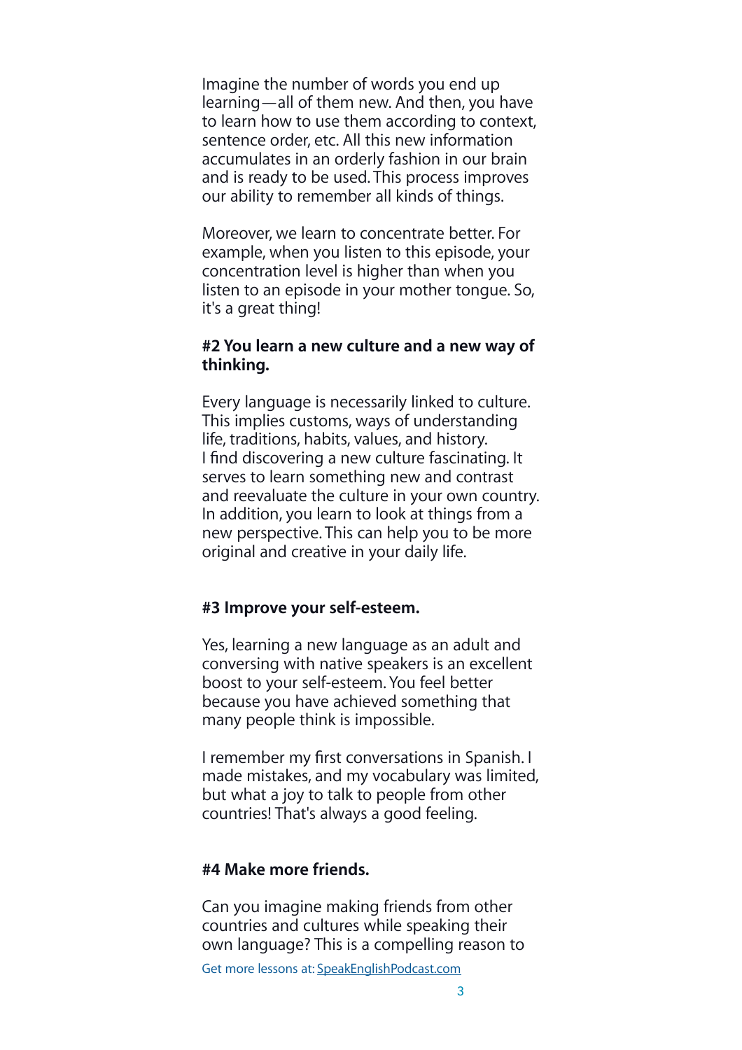Imagine the number of words you end up learning—all of them new. And then, you have to learn how to use them according to context, sentence order, etc. All this new information accumulates in an orderly fashion in our brain and is ready to be used. This process improves our ability to remember all kinds of things.

Moreover, we learn to concentrate better. For example, when you listen to this episode, your concentration level is higher than when you listen to an episode in your mother tongue. So, it's a great thing!

**#2 You learn a new culture and a new way of thinking.**

Every language is necessarily linked to culture. This implies customs, ways of understanding life, traditions, habits, values, and history. I find discovering a new culture fascinating. It serves to learn something new and contrast and reevaluate the culture in your own country. In addition, you learn to look at things from a new perspective. This can help you to be more original and creative in your daily life.

**#3 Improve your self-esteem.**

Yes, learning a new language as an adult and conversing with native speakers is an excellent boost to your self-esteem. You feel better because you have achieved something that many people think is impossible.

I remember my first conversations in Spanish. I made mistakes, and my vocabulary was limited, but what a joy to talk to people from other countries! That's always a good feeling.

**#4 Make more friends.**

Can you imagine making friends from other countries and cultures while speaking their own language? This is a compelling reason to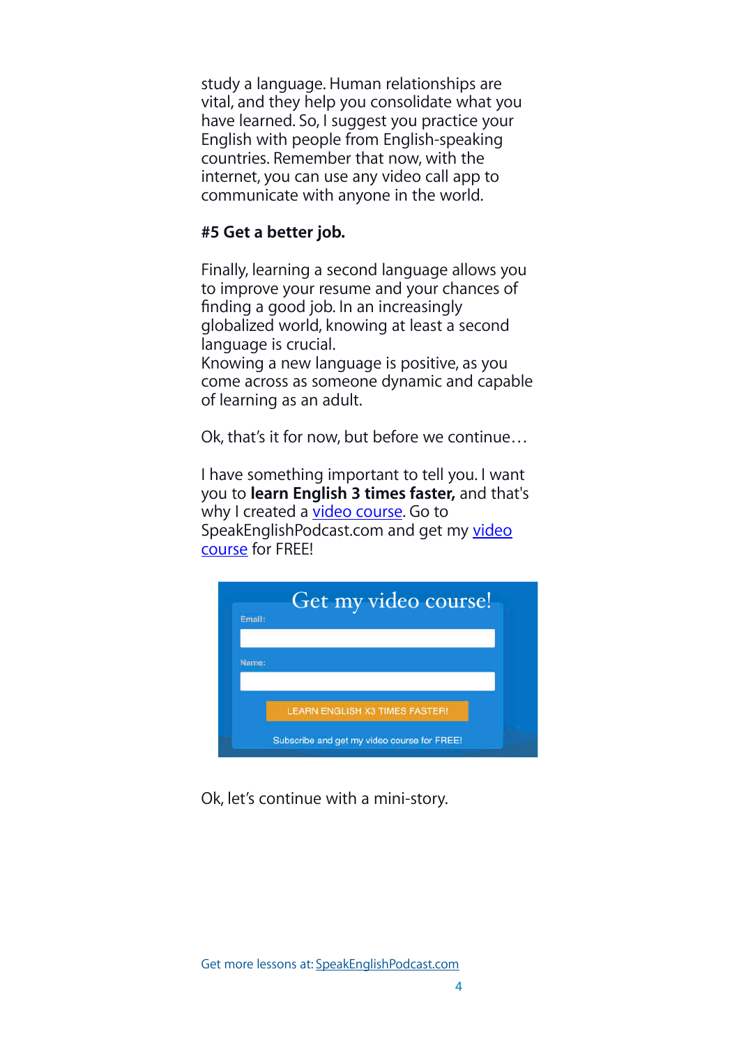study a language. Human relationships are vital, and they help you consolidate what you have learned. So, I suggest you practice your English with people from English-speaking countries. Remember that now, with the internet, you can use any video call app to communicate with anyone in the world.

**#5 Get a better job.**

Finally, learning a second language allows you to improve your resume and your chances of finding a good job. In an increasingly globalized world, knowing at least a second language is crucial.
Knowing a new language is positive, as you come across as someone dynamic and capable of learning as an adult.

Ok, that's it for now, but before we continue…

I have something important to tell you. I want you to **learn English 3 times faster,** and that's why I created a video course. Go to SpeakEnglishPodcast.com and get my video course for FREE!

Get my video course!

Email:

Name:

LEARN ENGLISH X3 TIMES FASTER!

Subscribe and get my video course for FREE!

Ok, let's continue with a mini-story.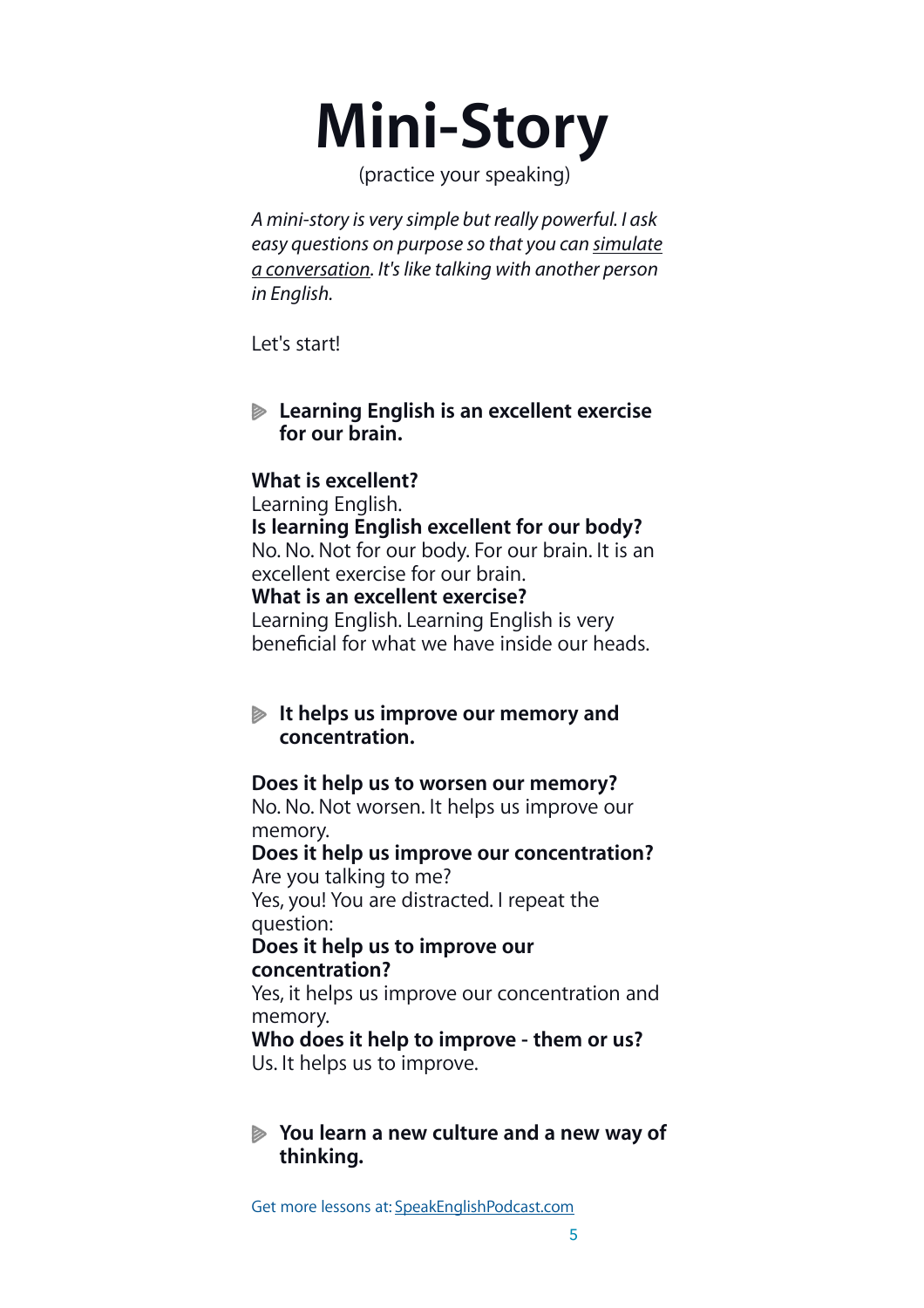# Mini-Story

(practice your speaking)

*A mini-story is very simple but really powerful. I ask easy questions on purpose so that you can simulate a conversation. It's like talking with another person in English.*

Let's start!

- **Learning English is an excellent exercise for our brain.**

**What is excellent?**
Learning English.
**Is learning English excellent for our body?**
No. No. Not for our body. For our brain. It is an excellent exercise for our brain.
**What is an excellent exercise?**
Learning English. Learning English is very beneficial for what we have inside our heads.

- **It helps us improve our memory and concentration.**

**Does it help us to worsen our memory?**
No. No. Not worsen. It helps us improve our memory.
**Does it help us improve our concentration?**
Are you talking to me?
Yes, you! You are distracted. I repeat the question:
**Does it help us to improve our concentration?**
Yes, it helps us improve our concentration and memory.
**Who does it help to improve - them or us?**
Us. It helps us to improve.

- **You learn a new culture and a new way of thinking.**

Get more lessons at: SpeakEnglishPodcast.com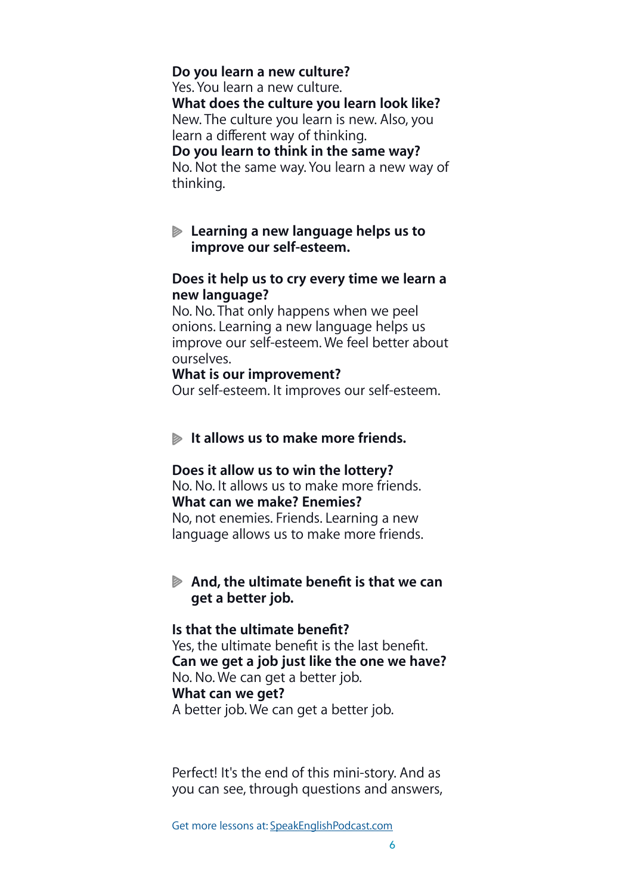**Do you learn a new culture?**
Yes. You learn a new culture.
**What does the culture you learn look like?**
New. The culture you learn is new. Also, you learn a different way of thinking.
**Do you learn to think in the same way?**
No. Not the same way. You learn a new way of thinking.

- **Learning a new language helps us to improve our self-esteem.**

**Does it help us to cry every time we learn a new language?**
No. No. That only happens when we peel onions. Learning a new language helps us improve our self-esteem. We feel better about ourselves.
**What is our improvement?**
Our self-esteem. It improves our self-esteem.

- **It allows us to make more friends.**

**Does it allow us to win the lottery?**
No. No. It allows us to make more friends.
**What can we make? Enemies?**
No, not enemies. Friends. Learning a new language allows us to make more friends.

- **And, the ultimate benefit is that we can get a better job.**

**Is that the ultimate benefit?**
Yes, the ultimate benefit is the last benefit.
**Can we get a job just like the one we have?**
No. No. We can get a better job.
**What can we get?**
A better job. We can get a better job.

Perfect! It's the end of this mini-story. And as you can see, through questions and answers,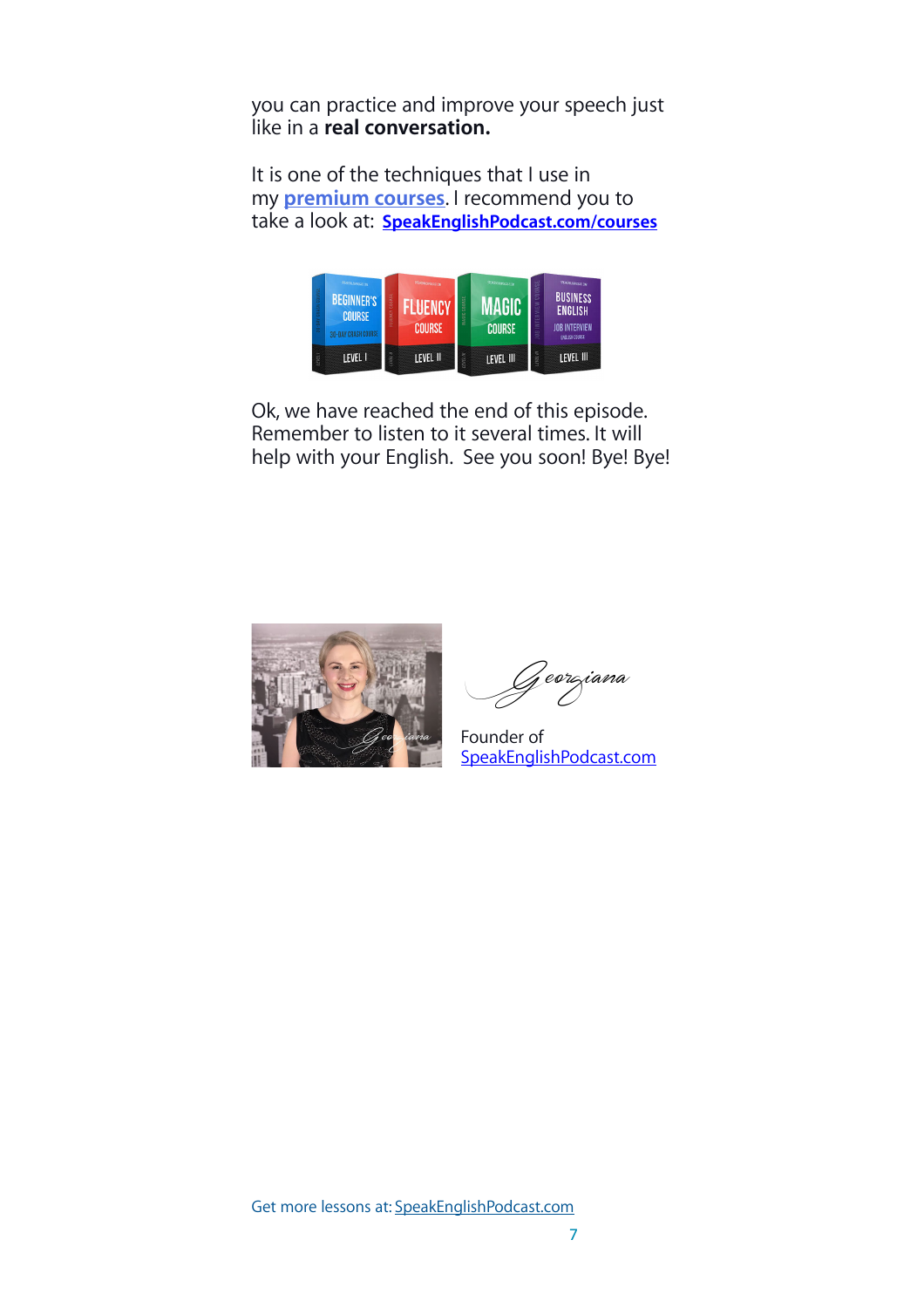you can practice and improve your speech just like in a **real conversation.**

It is one of the techniques that I use in my **premium courses**. I recommend you to take a look at: **SpeakEnglishPodcast.com/courses**

Ok, we have reached the end of this episode. Remember to listen to it several times. It will help with your English. See you soon! Bye! Bye!

Georgiana

Founder of SpeakEnglishPodcast.com

Get more lessons at: SpeakEnglishPodcast.com